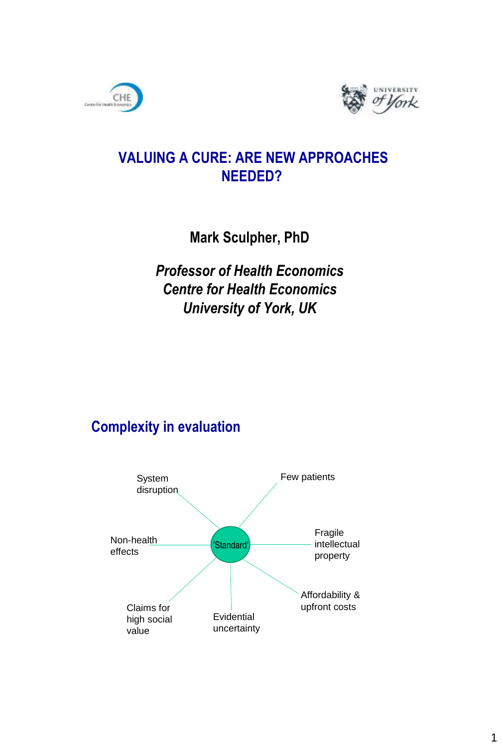# VALUING A CURE: ARE NEW APPROACHES NEEDED?

**Mark Sculpher, PhD**

***Professor of Health Economics***
***Centre for Health Economics***
***University of York, UK***

## Complexity in evaluation

- 'Standard'
  - System disruption
  - Few patients
  - Non-health effects
  - Fragile intellectual property
  - Claims for high social value
  - Evidential uncertainty
  - Affordability & upfront costs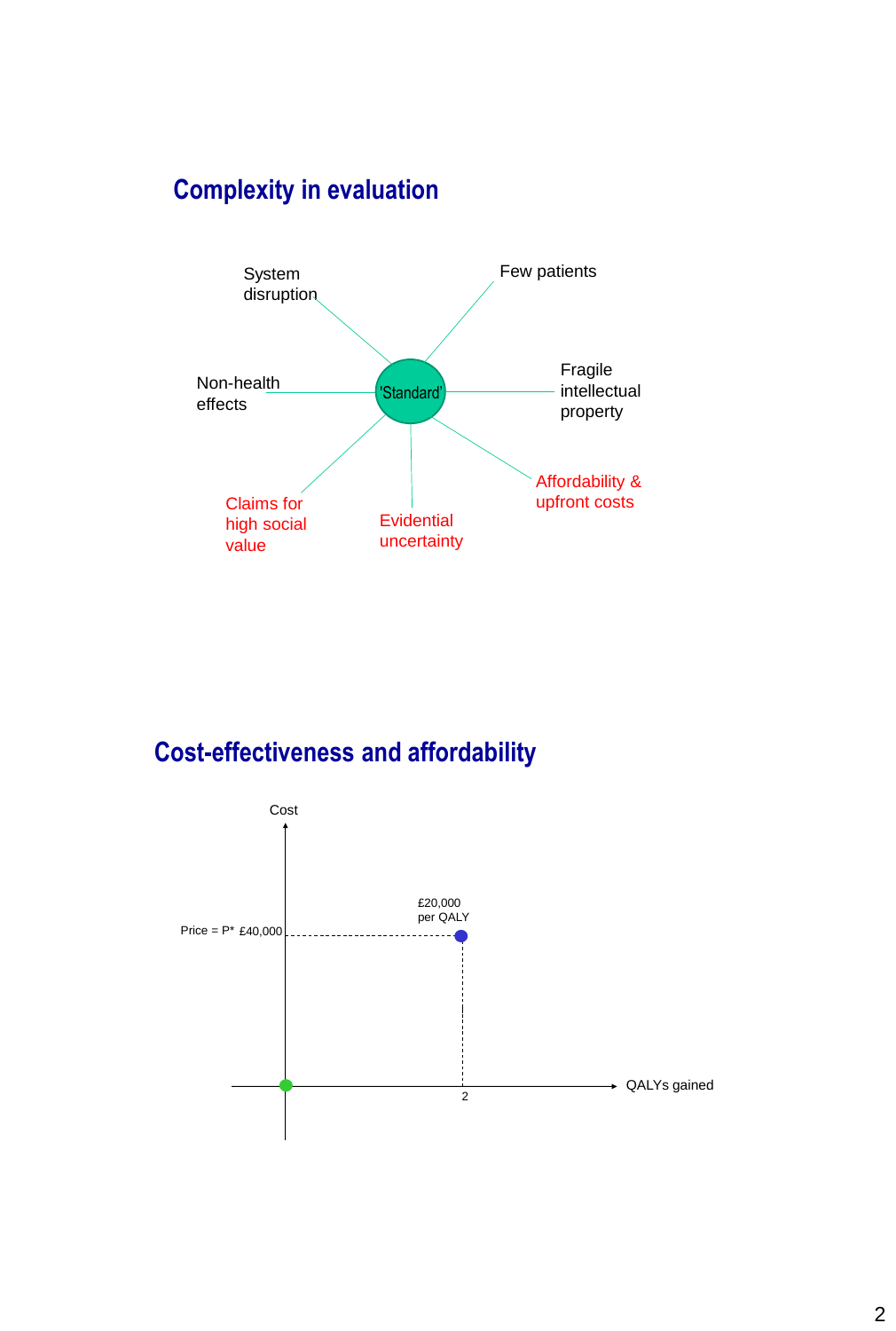## Complexity in evaluation

'Standard'

- System disruption
- Few patients
- Non-health effects
- Fragile intellectual property
- Claims for high social value
- Evidential uncertainty
- Affordability & upfront costs

## Cost-effectiveness and affordability

Cost

Price = P* £40,000

£20,000 per QALY

2

QALYs gained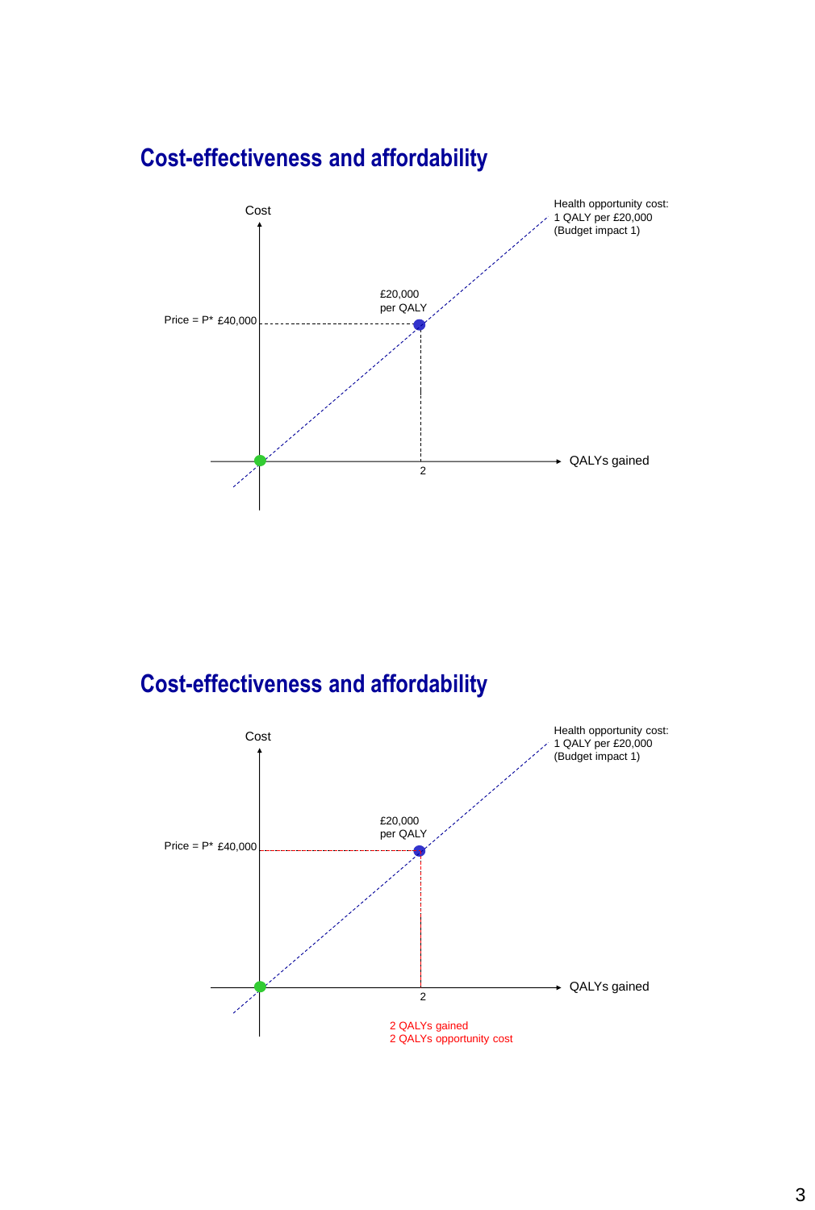## Cost-effectiveness and affordability

Cost

Health opportunity cost:
1 QALY per £20,000
(Budget impact 1)

£20,000
per QALY

Price = P* £40,000

2

QALYs gained

## Cost-effectiveness and affordability

Cost

Health opportunity cost:
1 QALY per £20,000
(Budget impact 1)

£20,000
per QALY

Price = P* £40,000

2

QALYs gained

2 QALYs gained
2 QALYs opportunity cost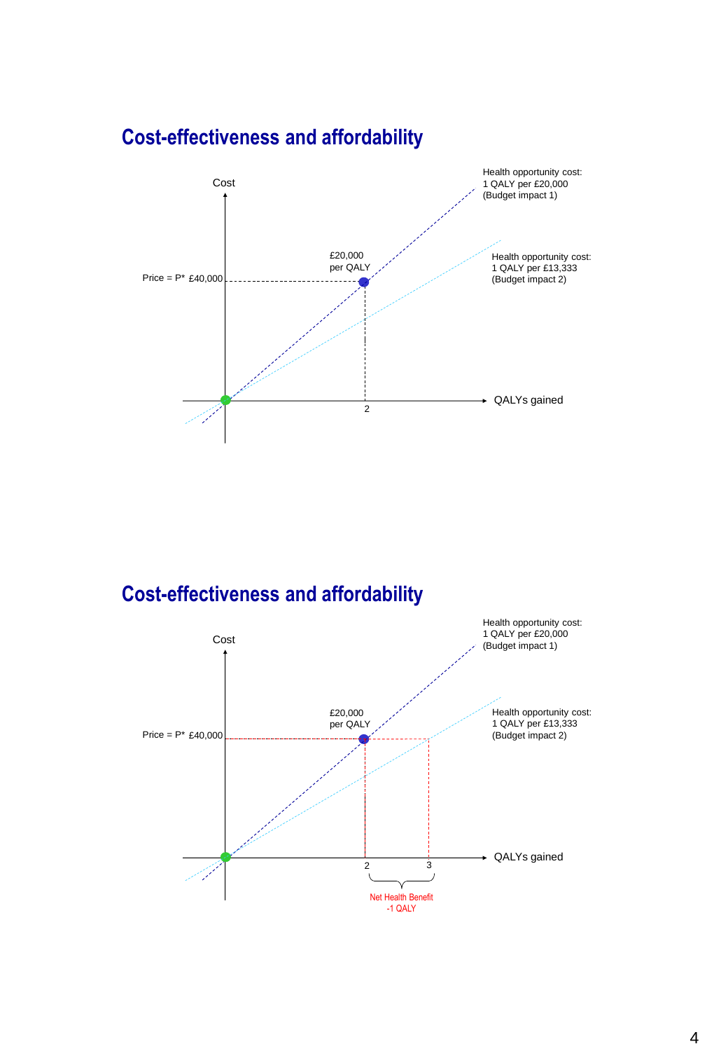## Cost-effectiveness and affordability

Cost

Health opportunity cost:
1 QALY per £20,000
(Budget impact 1)

£20,000
per QALY

Health opportunity cost:
1 QALY per £13,333
(Budget impact 2)

Price = P* £40,000

2

QALYs gained

## Cost-effectiveness and affordability

Cost

Health opportunity cost:
1 QALY per £20,000
(Budget impact 1)

£20,000
per QALY

Health opportunity cost:
1 QALY per £13,333
(Budget impact 2)

Price = P* £40,000

2 3

QALYs gained

Net Health Benefit
-1 QALY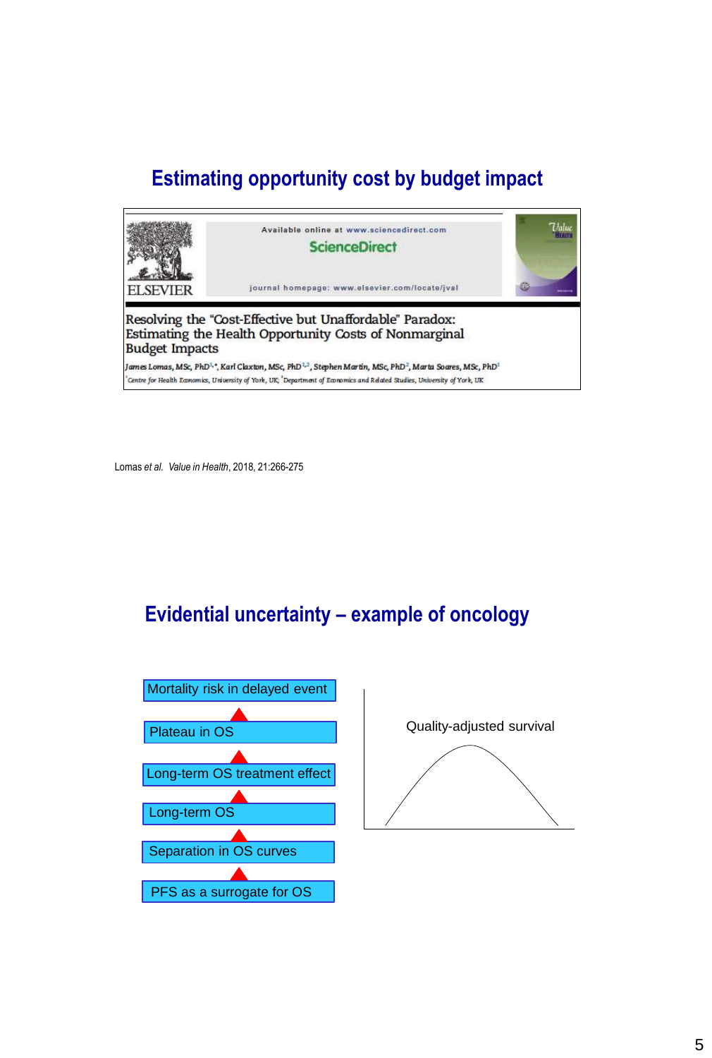## Estimating opportunity cost by budget impact

Available online at www.sciencedirect.com

ScienceDirect

journal homepage: www.elsevier.com/locate/jval

Resolving the "Cost-Effective but Unaffordable" Paradox: Estimating the Health Opportunity Costs of Nonmarginal Budget Impacts

James Lomas, MSc, PhD[1,*], Karl Claxton, MSc, PhD[1,2], Stephen Martin, MSc, PhD[2], Marta Soares, MSc, PhD[1]

[1]Centre for Health Economics, University of York, UK; [2]Department of Economics and Related Studies, University of York, UK

Lomas *et al.* *Value in Health*, 2018, 21:266-275

## Evidential uncertainty – example of oncology

- Mortality risk in delayed event
- Plateau in OS
- Long-term OS treatment effect
- Long-term OS
- Separation in OS curves
- PFS as a surrogate for OS

Quality-adjusted survival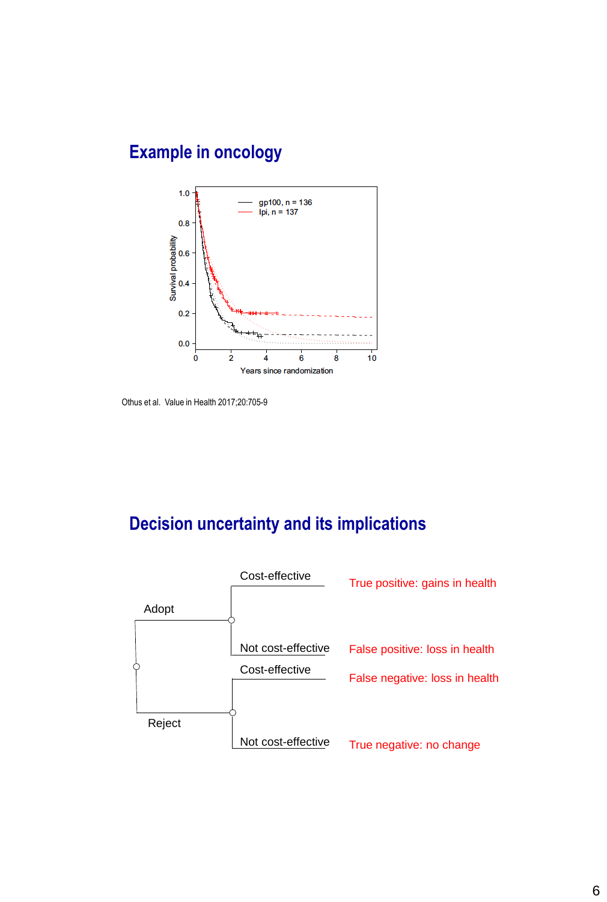## Example in oncology

Survival probability

1.0
0.8
0.6
0.4
0.2
0.0

gp100, n = 136
Ipi, n = 137

0 2 4 6 8 10

Years since randomization

Othus et al. Value in Health 2017;20:705-9

## Decision uncertainty and its implications

| Decision | Outcome | Implication |
| --- | --- | --- |
| Adopt | Cost-effective | True positive: gains in health |
| Adopt | Not cost-effective | False positive: loss in health |
| Reject | Cost-effective | False negative: loss in health |
| Reject | Not cost-effective | True negative: no change |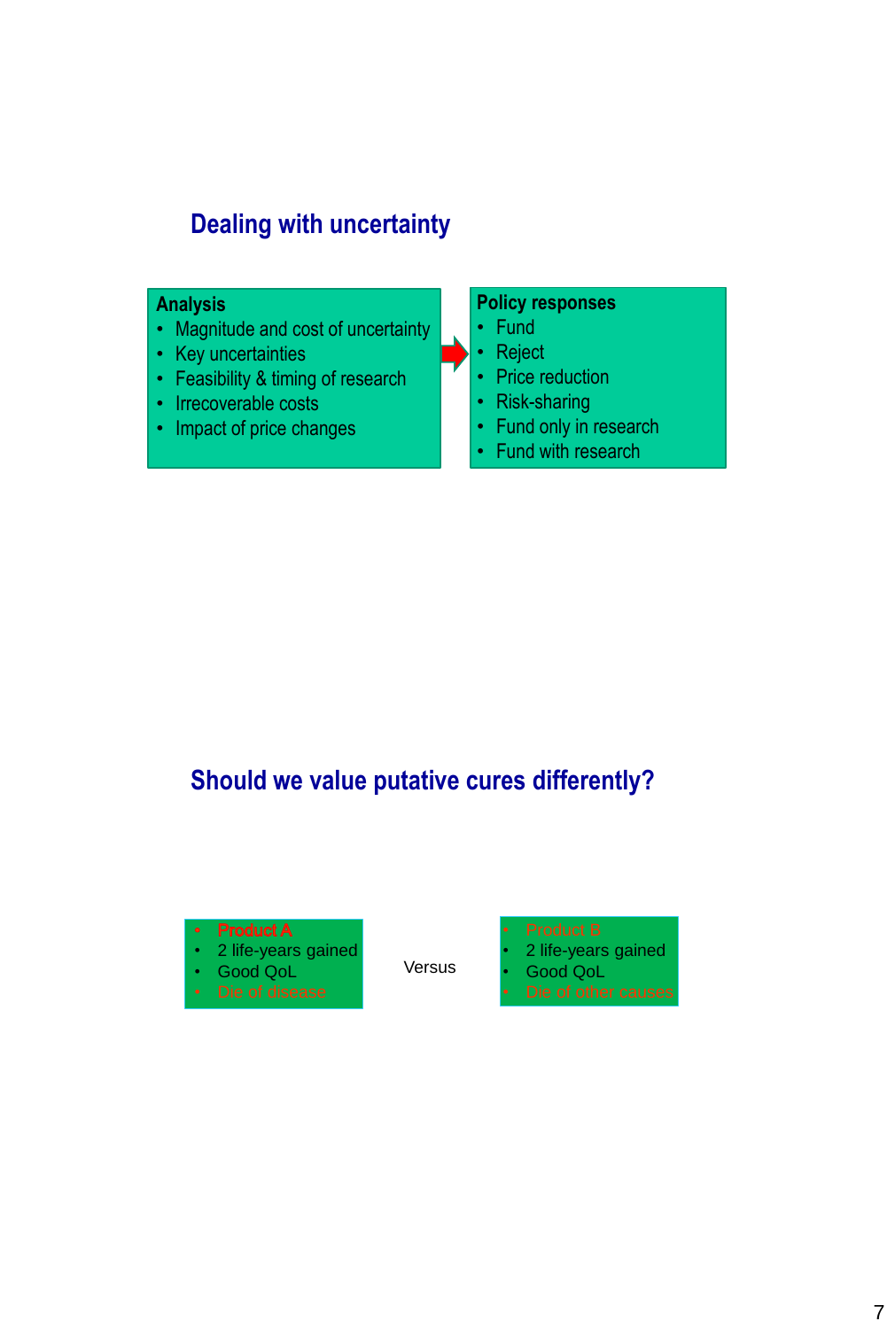## Dealing with uncertainty

**Analysis**
- Magnitude and cost of uncertainty
- Key uncertainties
- Feasibility & timing of research
- Irrecoverable costs
- Impact of price changes

**Policy responses**
- Fund
- Reject
- Price reduction
- Risk-sharing
- Fund only in research
- Fund with research

## Should we value putative cures differently?

- Product A
- 2 life-years gained
- Good QoL
- Die of disease

Versus

- Product B
- 2 life-years gained
- Good QoL
- Die of other causes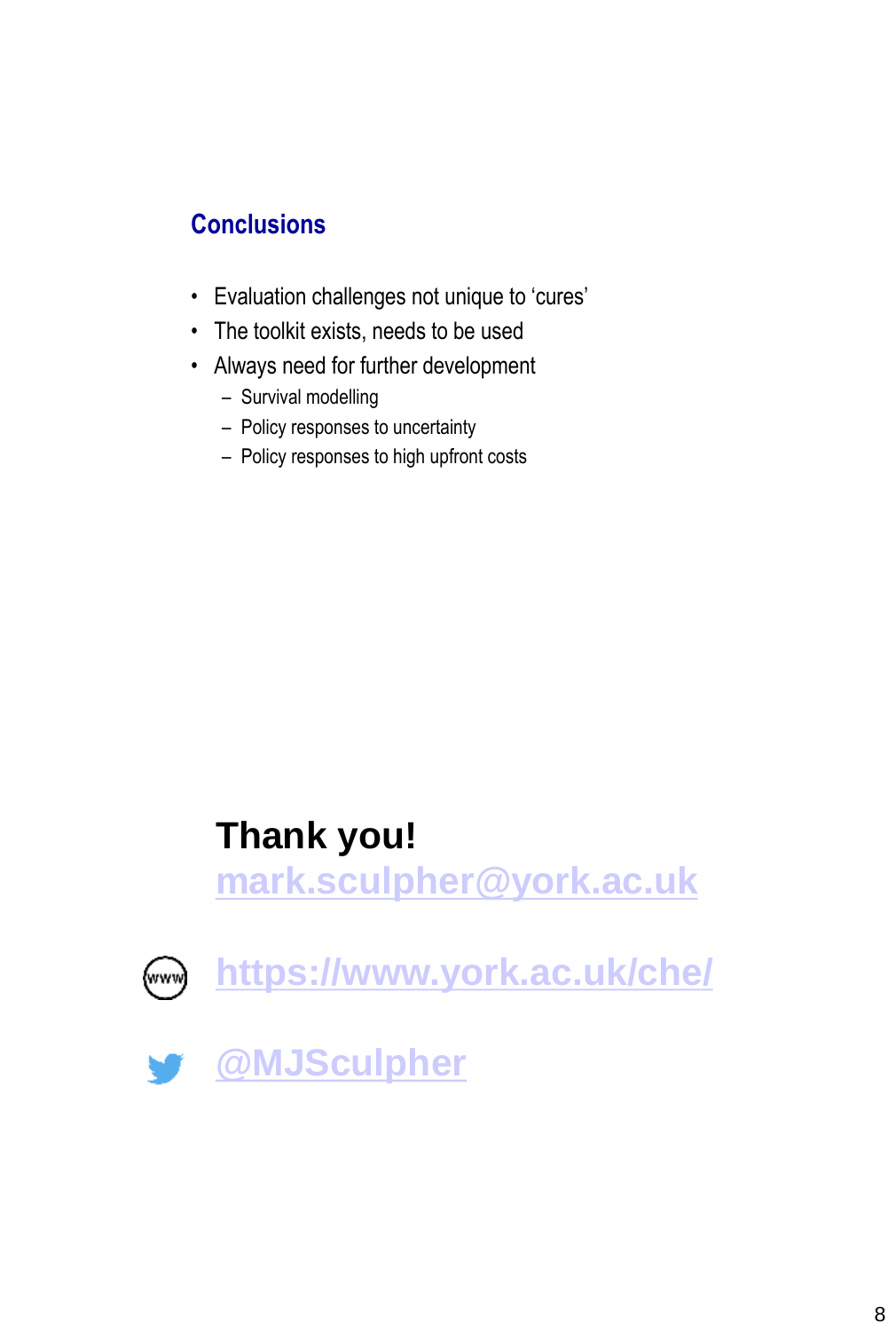## Conclusions

- Evaluation challenges not unique to 'cures'
- The toolkit exists, needs to be used
- Always need for further development
  - Survival modelling
  - Policy responses to uncertainty
  - Policy responses to high upfront costs

**Thank you!**

mark.sculpher@york.ac.uk

https://www.york.ac.uk/che/

@MJSculpher